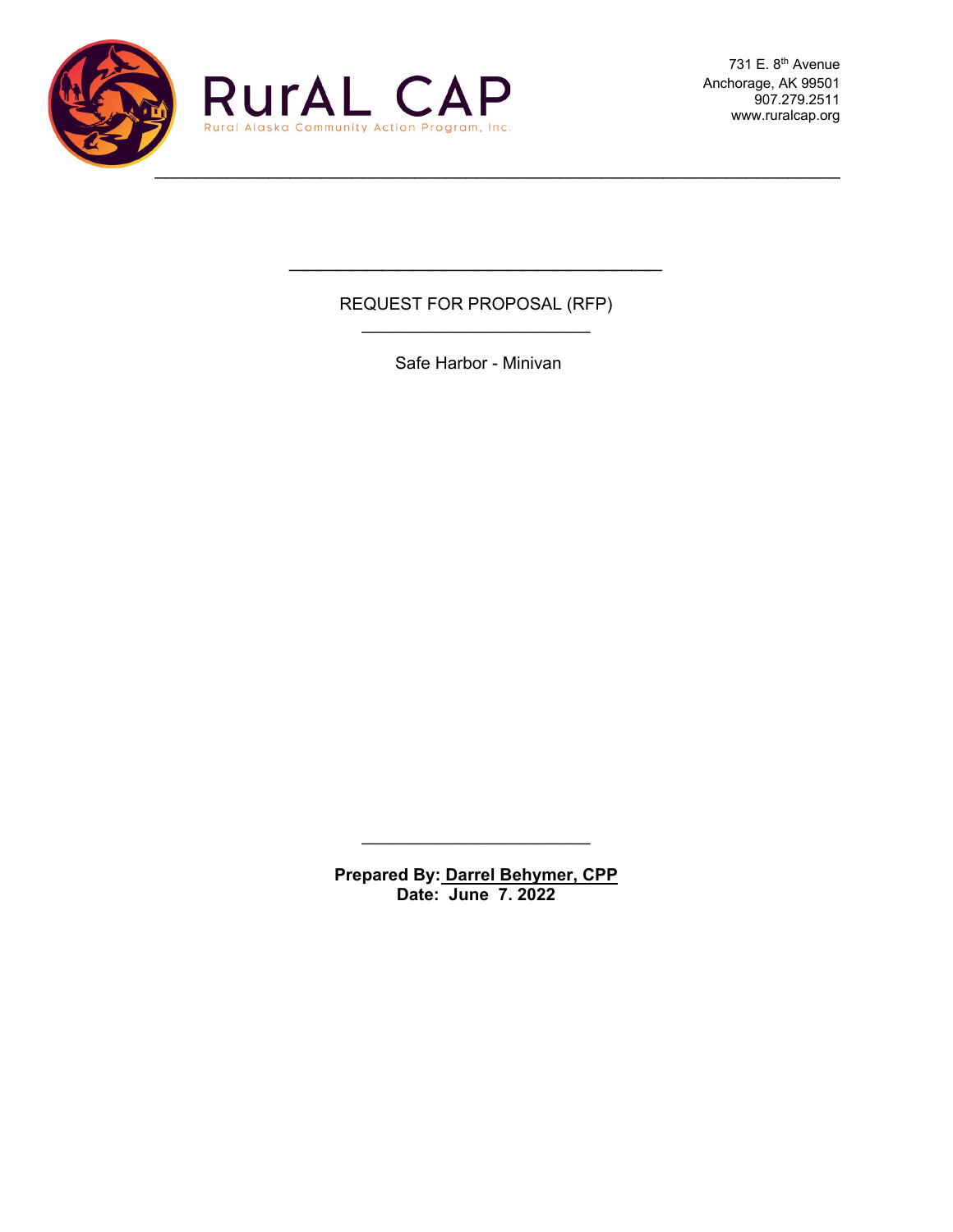RurAL CAP

Rural Alaska Community Action Program, Inc.

731 E. 8th Avenue
Anchorage, AK 99501
907.279.2511
www.ruralcap.org

# REQUEST FOR PROPOSAL (RFP)

Safe Harbor - Minivan

**Prepared By: Darrel Behymer, CPP**
**Date: June 7. 2022**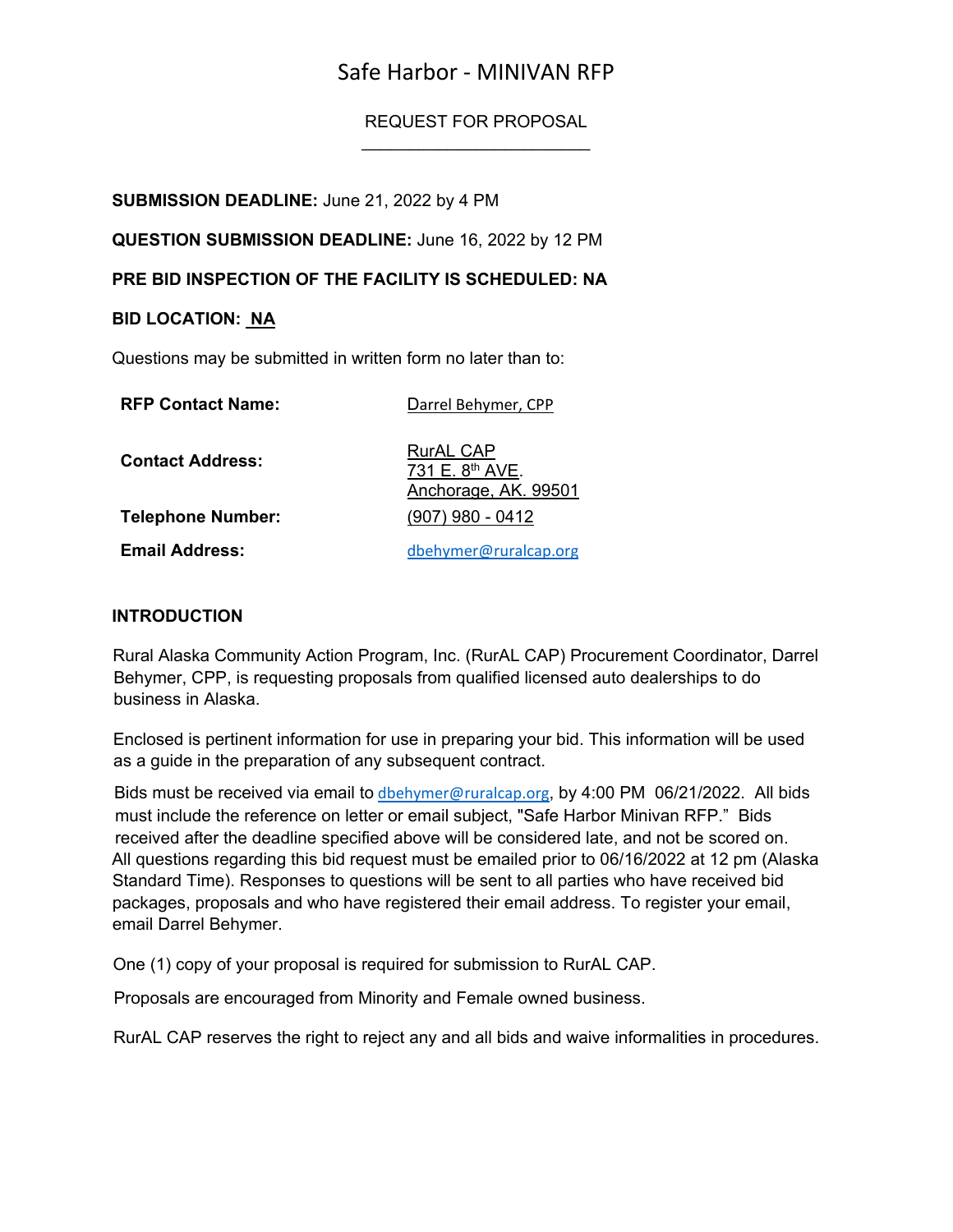# Safe Harbor - MINIVAN RFP

REQUEST FOR PROPOSAL

**SUBMISSION DEADLINE:** June 21, 2022 by 4 PM

**QUESTION SUBMISSION DEADLINE:** June 16, 2022 by 12 PM

**PRE BID INSPECTION OF THE FACILITY IS SCHEDULED: NA**

**BID LOCATION:** **NA**

Questions may be submitted in written form no later than to:

| | |
|---|---|
| **RFP Contact Name:** | Darrel Behymer, CPP |
| **Contact Address:** | RurAL CAP<br>731 E. 8th AVE.<br>Anchorage, AK. 99501 |
| **Telephone Number:** | (907) 980 - 0412 |
| **Email Address:** | dbehymer@ruralcap.org |

## INTRODUCTION

Rural Alaska Community Action Program, Inc. (RurAL CAP) Procurement Coordinator, Darrel Behymer, CPP, is requesting proposals from qualified licensed auto dealerships to do business in Alaska.

Enclosed is pertinent information for use in preparing your bid. This information will be used as a guide in the preparation of any subsequent contract.

Bids must be received via email to dbehymer@ruralcap.org, by 4:00 PM 06/21/2022. All bids must include the reference on letter or email subject, "Safe Harbor Minivan RFP." Bids received after the deadline specified above will be considered late, and not be scored on. All questions regarding this bid request must be emailed prior to 06/16/2022 at 12 pm (Alaska Standard Time). Responses to questions will be sent to all parties who have received bid packages, proposals and who have registered their email address. To register your email, email Darrel Behymer.

One (1) copy of your proposal is required for submission to RurAL CAP.

Proposals are encouraged from Minority and Female owned business.

RurAL CAP reserves the right to reject any and all bids and waive informalities in procedures.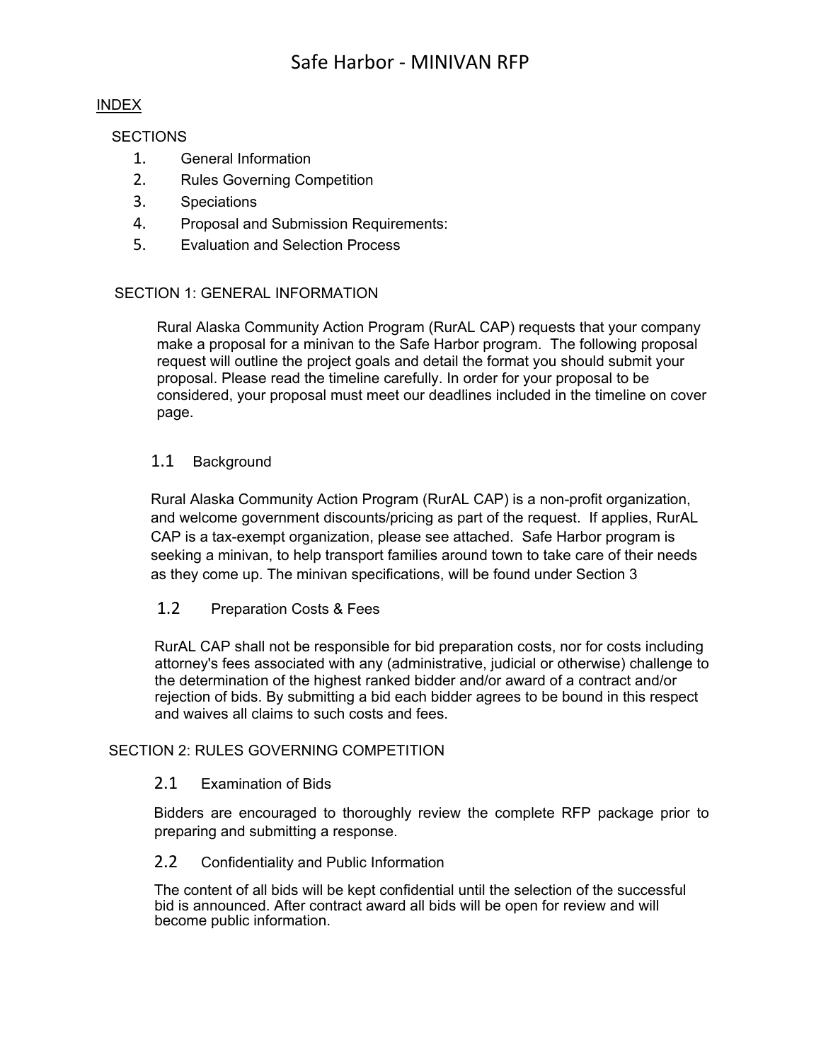# Safe Harbor - MINIVAN RFP

<u>INDEX</u>

SECTIONS

1. General Information
2. Rules Governing Competition
3. Speciations
4. Proposal and Submission Requirements:
5. Evaluation and Selection Process

## SECTION 1: GENERAL INFORMATION

Rural Alaska Community Action Program (RurAL CAP) requests that your company make a proposal for a minivan to the Safe Harbor program. The following proposal request will outline the project goals and detail the format you should submit your proposal. Please read the timeline carefully. In order for your proposal to be considered, your proposal must meet our deadlines included in the timeline on cover page.

### 1.1 Background

Rural Alaska Community Action Program (RurAL CAP) is a non-profit organization, and welcome government discounts/pricing as part of the request. If applies, RurAL CAP is a tax-exempt organization, please see attached. Safe Harbor program is seeking a minivan, to help transport families around town to take care of their needs as they come up. The minivan specifications, will be found under Section 3

### 1.2 Preparation Costs & Fees

RurAL CAP shall not be responsible for bid preparation costs, nor for costs including attorney's fees associated with any (administrative, judicial or otherwise) challenge to the determination of the highest ranked bidder and/or award of a contract and/or rejection of bids. By submitting a bid each bidder agrees to be bound in this respect and waives all claims to such costs and fees.

## SECTION 2: RULES GOVERNING COMPETITION

### 2.1 Examination of Bids

Bidders are encouraged to thoroughly review the complete RFP package prior to preparing and submitting a response.

### 2.2 Confidentiality and Public Information

The content of all bids will be kept confidential until the selection of the successful bid is announced. After contract award all bids will be open for review and will become public information.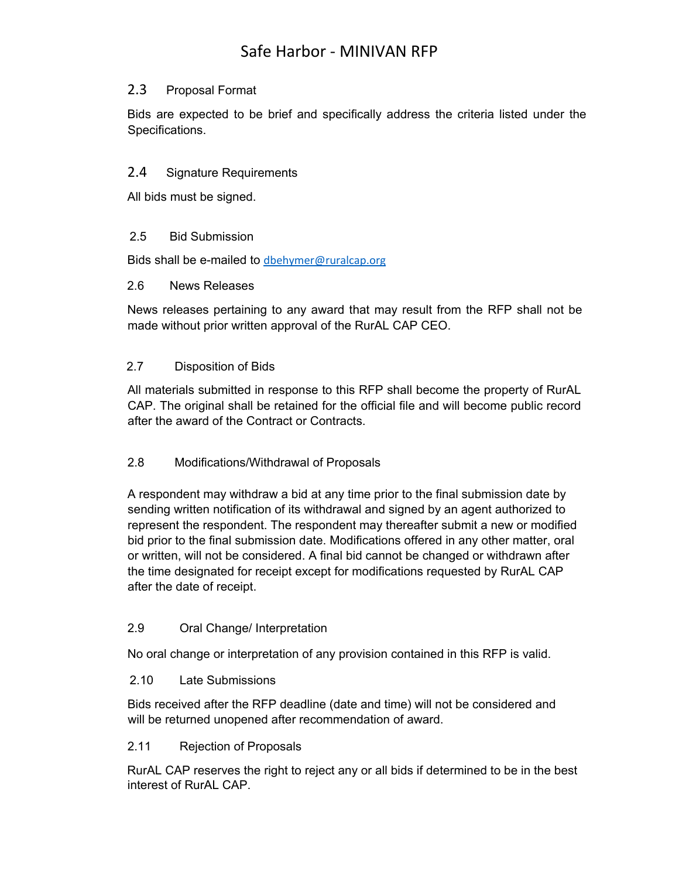### 2.3 Proposal Format

Bids are expected to be brief and specifically address the criteria listed under the Specifications.

### 2.4 Signature Requirements

All bids must be signed.

### 2.5 Bid Submission

Bids shall be e-mailed to dbehymer@ruralcap.org

### 2.6 News Releases

News releases pertaining to any award that may result from the RFP shall not be made without prior written approval of the RurAL CAP CEO.

### 2.7 Disposition of Bids

All materials submitted in response to this RFP shall become the property of RurAL CAP. The original shall be retained for the official file and will become public record after the award of the Contract or Contracts.

### 2.8 Modifications/Withdrawal of Proposals

A respondent may withdraw a bid at any time prior to the final submission date by sending written notification of its withdrawal and signed by an agent authorized to represent the respondent. The respondent may thereafter submit a new or modified bid prior to the final submission date. Modifications offered in any other matter, oral or written, will not be considered. A final bid cannot be changed or withdrawn after the time designated for receipt except for modifications requested by RurAL CAP after the date of receipt.

### 2.9 Oral Change/ Interpretation

No oral change or interpretation of any provision contained in this RFP is valid.

### 2.10 Late Submissions

Bids received after the RFP deadline (date and time) will not be considered and will be returned unopened after recommendation of award.

### 2.11 Rejection of Proposals

RurAL CAP reserves the right to reject any or all bids if determined to be in the best interest of RurAL CAP.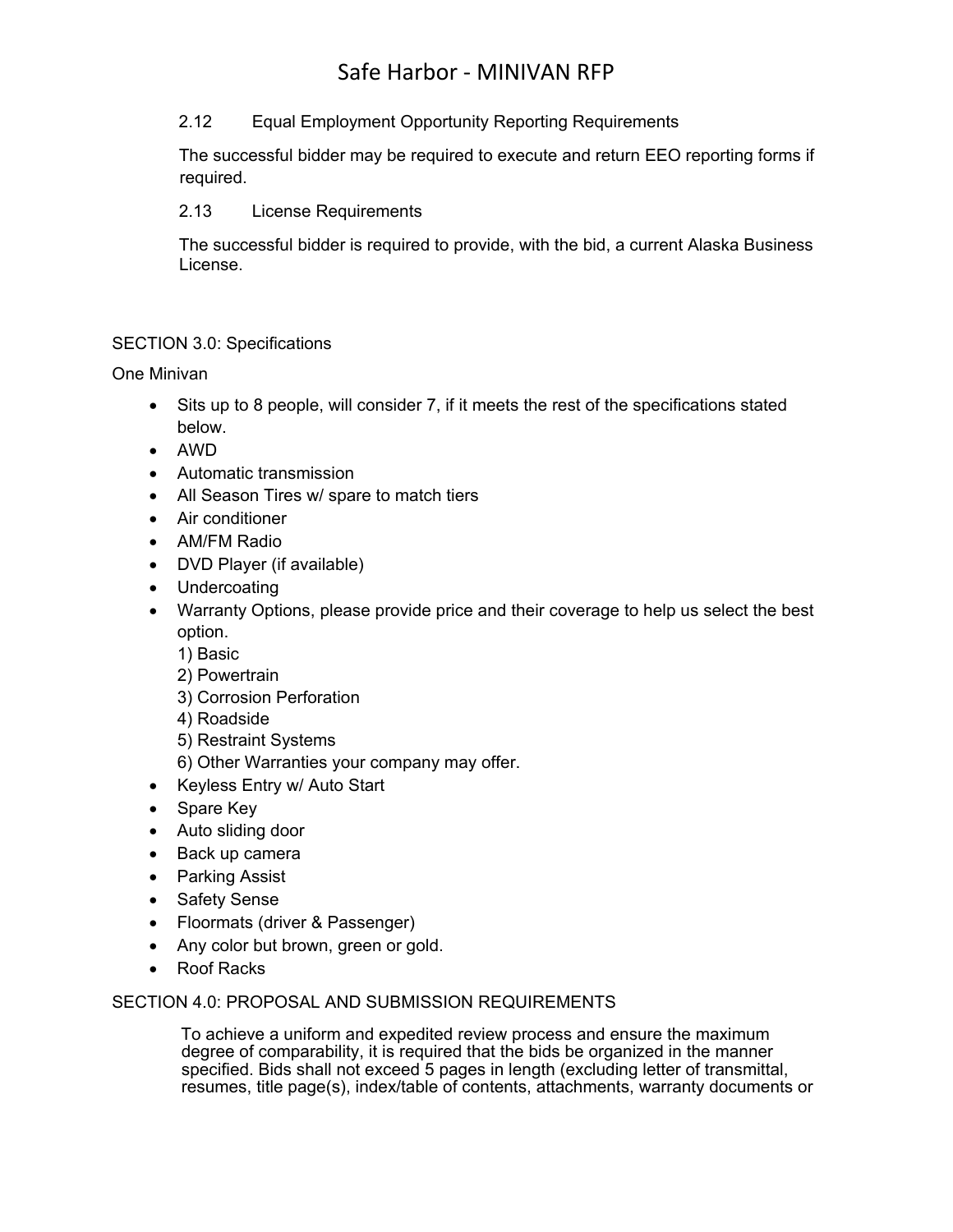2.12 Equal Employment Opportunity Reporting Requirements

The successful bidder may be required to execute and return EEO reporting forms if required.

2.13 License Requirements

The successful bidder is required to provide, with the bid, a current Alaska Business License.

SECTION 3.0: Specifications

One Minivan

- Sits up to 8 people, will consider 7, if it meets the rest of the specifications stated below.
- AWD
- Automatic transmission
- All Season Tires w/ spare to match tiers
- Air conditioner
- AM/FM Radio
- DVD Player (if available)
- Undercoating
- Warranty Options, please provide price and their coverage to help us select the best option.
  1) Basic
  2) Powertrain
  3) Corrosion Perforation
  4) Roadside
  5) Restraint Systems
  6) Other Warranties your company may offer.
- Keyless Entry w/ Auto Start
- Spare Key
- Auto sliding door
- Back up camera
- Parking Assist
- Safety Sense
- Floormats (driver & Passenger)
- Any color but brown, green or gold.
- Roof Racks

SECTION 4.0: PROPOSAL AND SUBMISSION REQUIREMENTS

To achieve a uniform and expedited review process and ensure the maximum degree of comparability, it is required that the bids be organized in the manner specified. Bids shall not exceed 5 pages in length (excluding letter of transmittal, resumes, title page(s), index/table of contents, attachments, warranty documents or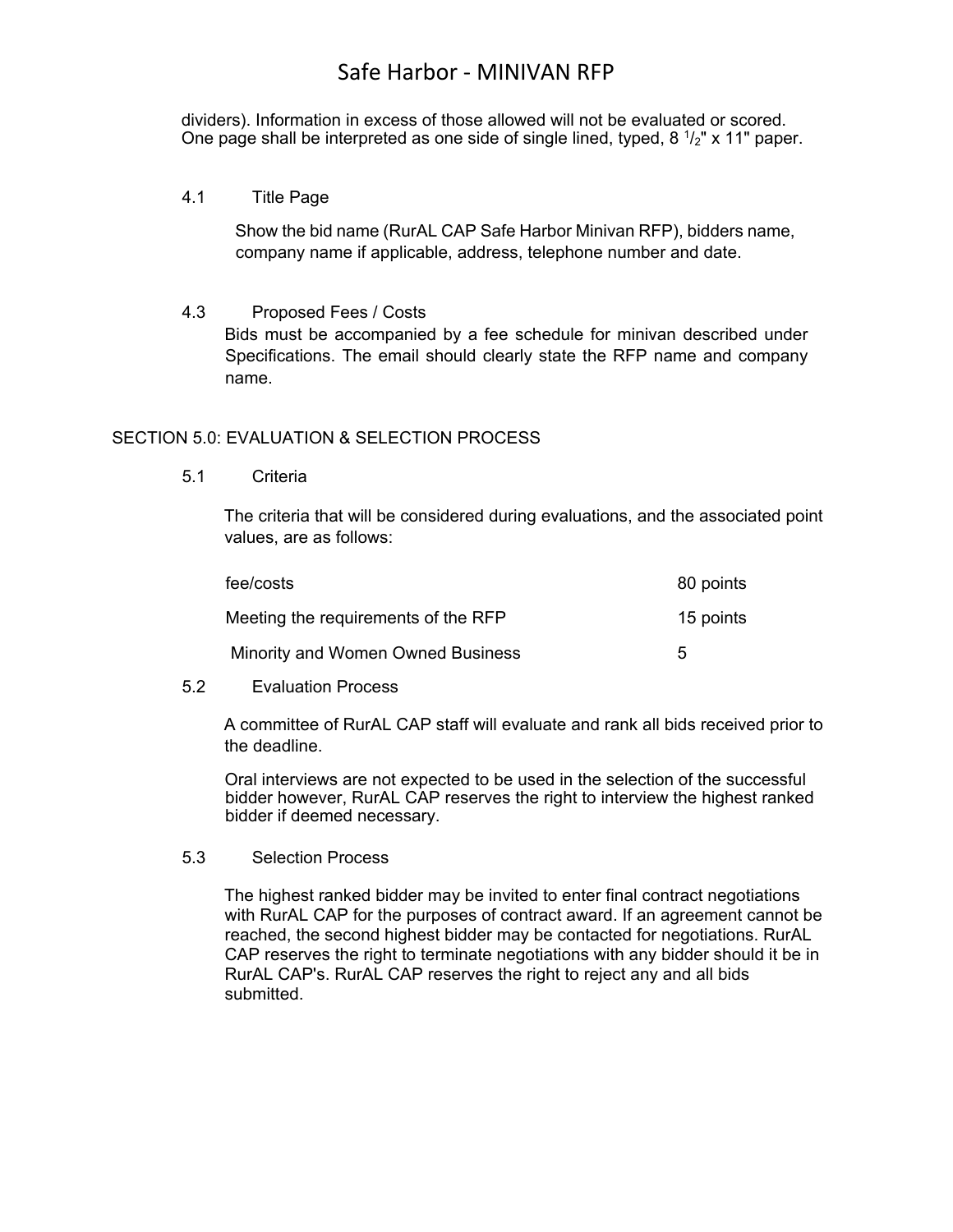dividers). Information in excess of those allowed will not be evaluated or scored. One page shall be interpreted as one side of single lined, typed, 8 1/2" x 11" paper.

### 4.1 Title Page

Show the bid name (RurAL CAP Safe Harbor Minivan RFP), bidders name, company name if applicable, address, telephone number and date.

### 4.3 Proposed Fees / Costs

Bids must be accompanied by a fee schedule for minivan described under Specifications. The email should clearly state the RFP name and company name.

## SECTION 5.0: EVALUATION & SELECTION PROCESS

### 5.1 Criteria

The criteria that will be considered during evaluations, and the associated point values, are as follows:

| | |
|---|---|
| fee/costs | 80 points |
| Meeting the requirements of the RFP | 15 points |
| Minority and Women Owned Business | 5 |

### 5.2 Evaluation Process

A committee of RurAL CAP staff will evaluate and rank all bids received prior to the deadline.

Oral interviews are not expected to be used in the selection of the successful bidder however, RurAL CAP reserves the right to interview the highest ranked bidder if deemed necessary.

### 5.3 Selection Process

The highest ranked bidder may be invited to enter final contract negotiations with RurAL CAP for the purposes of contract award. If an agreement cannot be reached, the second highest bidder may be contacted for negotiations. RurAL CAP reserves the right to terminate negotiations with any bidder should it be in RurAL CAP's. RurAL CAP reserves the right to reject any and all bids submitted.